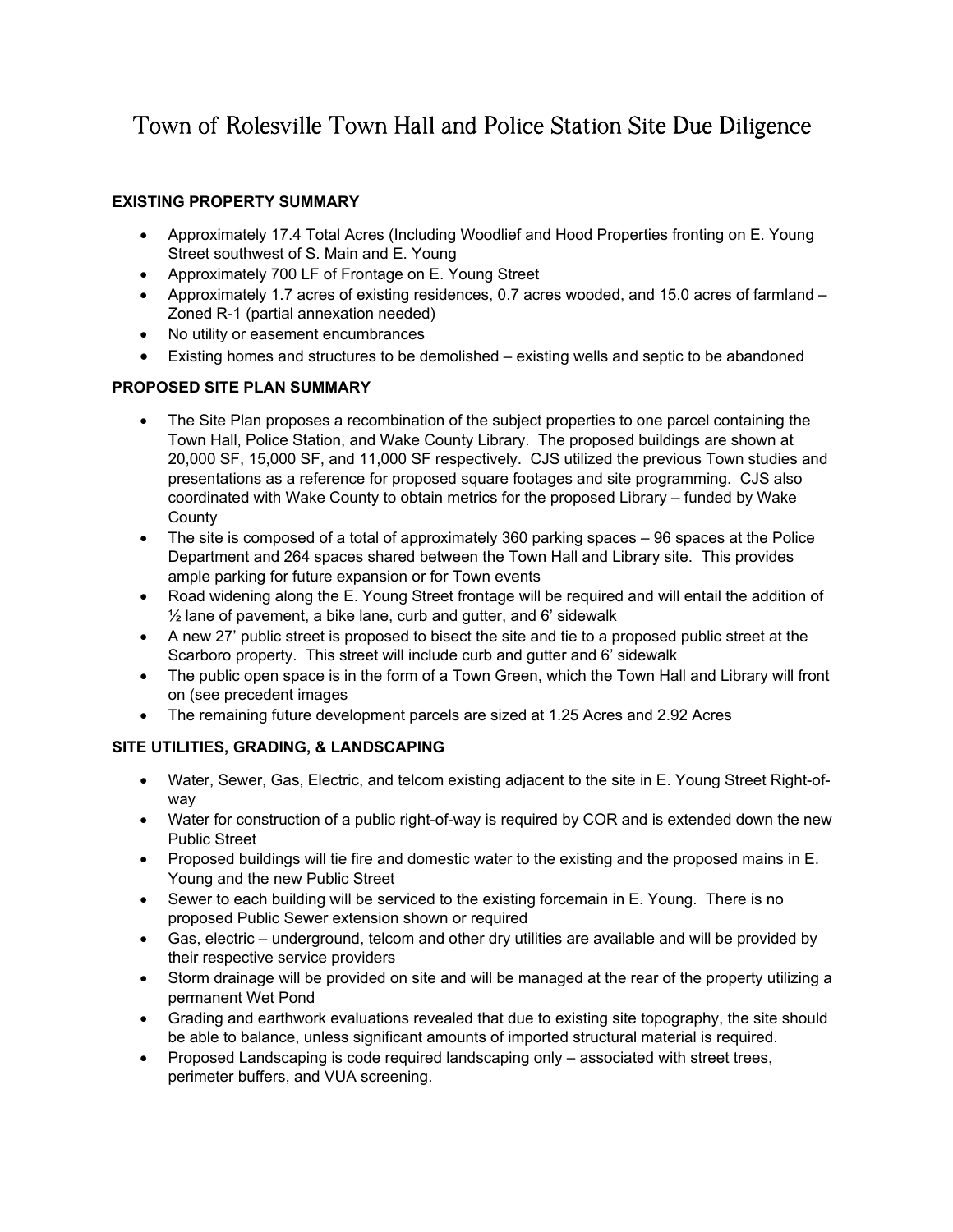# Town of Rolesville Town Hall and Police Station Site Due Diligence

## EXISTING PROPERTY SUMMARY

- Approximately 17.4 Total Acres (Including Woodlief and Hood Properties fronting on E. Young Street southwest of S. Main and E. Young
- Approximately 700 LF of Frontage on E. Young Street
- Approximately 1.7 acres of existing residences, 0.7 acres wooded, and 15.0 acres of farmland – Zoned R-1 (partial annexation needed)
- No utility or easement encumbrances
- Existing homes and structures to be demolished – existing wells and septic to be abandoned

## PROPOSED SITE PLAN SUMMARY

- The Site Plan proposes a recombination of the subject properties to one parcel containing the Town Hall, Police Station, and Wake County Library. The proposed buildings are shown at 20,000 SF, 15,000 SF, and 11,000 SF respectively. CJS utilized the previous Town studies and presentations as a reference for proposed square footages and site programming. CJS also coordinated with Wake County to obtain metrics for the proposed Library – funded by Wake County
- The site is composed of a total of approximately 360 parking spaces – 96 spaces at the Police Department and 264 spaces shared between the Town Hall and Library site. This provides ample parking for future expansion or for Town events
- Road widening along the E. Young Street frontage will be required and will entail the addition of ½ lane of pavement, a bike lane, curb and gutter, and 6' sidewalk
- A new 27' public street is proposed to bisect the site and tie to a proposed public street at the Scarboro property. This street will include curb and gutter and 6' sidewalk
- The public open space is in the form of a Town Green, which the Town Hall and Library will front on (see precedent images
- The remaining future development parcels are sized at 1.25 Acres and 2.92 Acres

## SITE UTILITIES, GRADING, & LANDSCAPING

- Water, Sewer, Gas, Electric, and telcom existing adjacent to the site in E. Young Street Right-of-way
- Water for construction of a public right-of-way is required by COR and is extended down the new Public Street
- Proposed buildings will tie fire and domestic water to the existing and the proposed mains in E. Young and the new Public Street
- Sewer to each building will be serviced to the existing forcemain in E. Young. There is no proposed Public Sewer extension shown or required
- Gas, electric – underground, telcom and other dry utilities are available and will be provided by their respective service providers
- Storm drainage will be provided on site and will be managed at the rear of the property utilizing a permanent Wet Pond
- Grading and earthwork evaluations revealed that due to existing site topography, the site should be able to balance, unless significant amounts of imported structural material is required.
- Proposed Landscaping is code required landscaping only – associated with street trees, perimeter buffers, and VUA screening.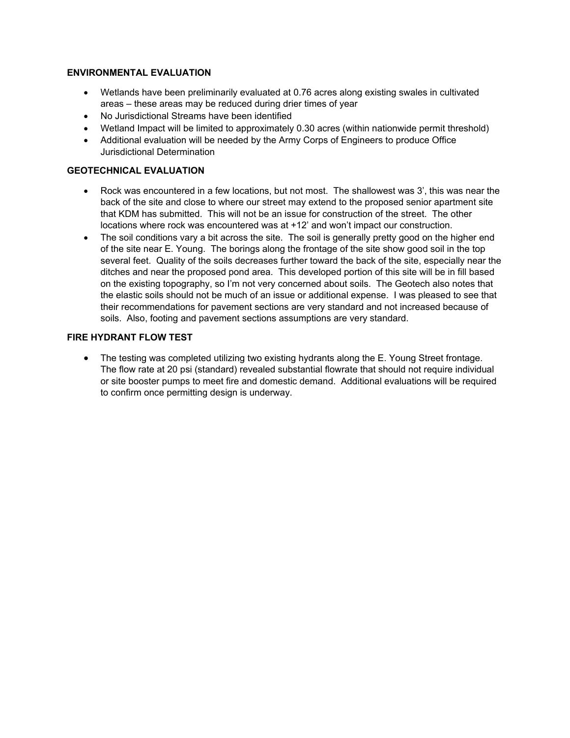**ENVIRONMENTAL EVALUATION**

- Wetlands have been preliminarily evaluated at 0.76 acres along existing swales in cultivated areas – these areas may be reduced during drier times of year
- No Jurisdictional Streams have been identified
- Wetland Impact will be limited to approximately 0.30 acres (within nationwide permit threshold)
- Additional evaluation will be needed by the Army Corps of Engineers to produce Office Jurisdictional Determination

**GEOTECHNICAL EVALUATION**

- Rock was encountered in a few locations, but not most. The shallowest was 3', this was near the back of the site and close to where our street may extend to the proposed senior apartment site that KDM has submitted. This will not be an issue for construction of the street. The other locations where rock was encountered was at +12' and won't impact our construction.
- The soil conditions vary a bit across the site. The soil is generally pretty good on the higher end of the site near E. Young. The borings along the frontage of the site show good soil in the top several feet. Quality of the soils decreases further toward the back of the site, especially near the ditches and near the proposed pond area. This developed portion of this site will be in fill based on the existing topography, so I'm not very concerned about soils. The Geotech also notes that the elastic soils should not be much of an issue or additional expense. I was pleased to see that their recommendations for pavement sections are very standard and not increased because of soils. Also, footing and pavement sections assumptions are very standard.

**FIRE HYDRANT FLOW TEST**

- The testing was completed utilizing two existing hydrants along the E. Young Street frontage. The flow rate at 20 psi (standard) revealed substantial flowrate that should not require individual or site booster pumps to meet fire and domestic demand. Additional evaluations will be required to confirm once permitting design is underway.